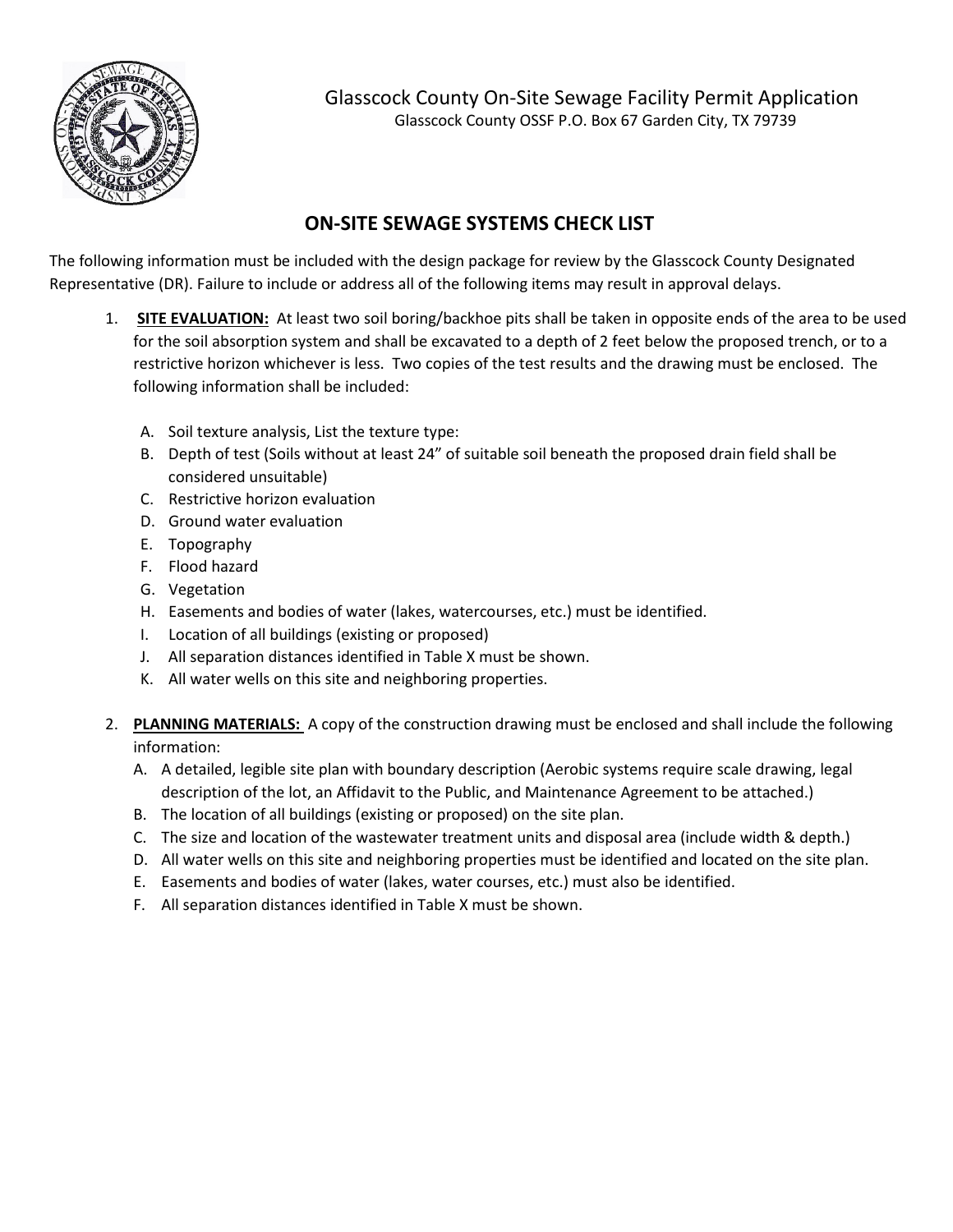Glasscock County On-Site Sewage Facility Permit Application

Glasscock County OSSF P.O. Box 67 Garden City, TX 79739

## ON-SITE SEWAGE SYSTEMS CHECK LIST

The following information must be included with the design package for review by the Glasscock County Designated Representative (DR). Failure to include or address all of the following items may result in approval delays.

1. **SITE EVALUATION:** At least two soil boring/backhoe pits shall be taken in opposite ends of the area to be used for the soil absorption system and shall be excavated to a depth of 2 feet below the proposed trench, or to a restrictive horizon whichever is less. Two copies of the test results and the drawing must be enclosed. The following information shall be included:

   A. Soil texture analysis, List the texture type:
   B. Depth of test (Soils without at least 24" of suitable soil beneath the proposed drain field shall be considered unsuitable)
   C. Restrictive horizon evaluation
   D. Ground water evaluation
   E. Topography
   F. Flood hazard
   G. Vegetation
   H. Easements and bodies of water (lakes, watercourses, etc.) must be identified.
   I. Location of all buildings (existing or proposed)
   J. All separation distances identified in Table X must be shown.
   K. All water wells on this site and neighboring properties.

2. **PLANNING MATERIALS:** A copy of the construction drawing must be enclosed and shall include the following information:

   A. A detailed, legible site plan with boundary description (Aerobic systems require scale drawing, legal description of the lot, an Affidavit to the Public, and Maintenance Agreement to be attached.)
   B. The location of all buildings (existing or proposed) on the site plan.
   C. The size and location of the wastewater treatment units and disposal area (include width & depth.)
   D. All water wells on this site and neighboring properties must be identified and located on the site plan.
   E. Easements and bodies of water (lakes, water courses, etc.) must also be identified.
   F. All separation distances identified in Table X must be shown.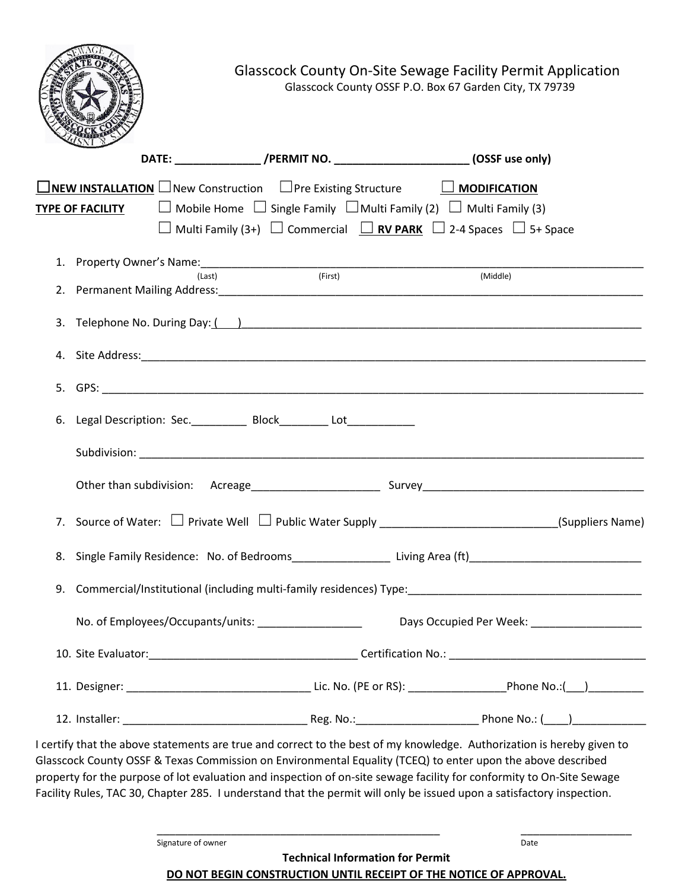# Glasscock County On-Site Sewage Facility Permit Application

Glasscock County OSSF P.O. Box 67 Garden City, TX 79739

**DATE: _____________ /PERMIT NO. _____________________ (OSSF use only)**

☐ **NEW INSTALLATION** ☐ New Construction ☐ Pre Existing Structure ☐ **MODIFICATION**

**TYPE OF FACILITY** ☐ Mobile Home ☐ Single Family ☐ Multi Family (2) ☐ Multi Family (3)

☐ Multi Family (3+) ☐ Commercial ☐ **RV PARK** ☐ 2-4 Spaces ☐ 5+ Space

1. Property Owner's Name:_______________________________________________
   (Last) (First) (Middle)
2. Permanent Mailing Address:_______________________________________________
3. Telephone No. During Day: (___)_______________________________________________
4. Site Address:_______________________________________________
5. GPS: _______________________________________________
6. Legal Description: Sec._________ Block________ Lot___________

   Subdivision: _______________________________________________

   Other than subdivision: Acreage____________________ Survey___________________________________
7. Source of Water: ☐ Private Well ☐ Public Water Supply ____________________________(Suppliers Name)
8. Single Family Residence: No. of Bedrooms_______________ Living Area (ft)___________________________
9. Commercial/Institutional (including multi-family residences) Type:_____________________________________

   No. of Employees/Occupants/units: ________________ Days Occupied Per Week: _________________
10. Site Evaluator:_________________________________ Certification No.: _______________________________
11. Designer: _____________________________ Lic. No. (PE or RS): _______________Phone No.:(___)_________
12. Installer: _____________________________ Reg. No.:___________________ Phone No.: (____)____________

I certify that the above statements are true and correct to the best of my knowledge. Authorization is hereby given to Glasscock County OSSF & Texas Commission on Environmental Equality (TCEQ) to enter upon the above described property for the purpose of lot evaluation and inspection of on-site sewage facility for conformity to On-Site Sewage Facility Rules, TAC 30, Chapter 285. I understand that the permit will only be issued upon a satisfactory inspection.

_______________________________________________ ___________________

Signature of owner Date

**Technical Information for Permit**

**DO NOT BEGIN CONSTRUCTION UNTIL RECEIPT OF THE NOTICE OF APPROVAL.**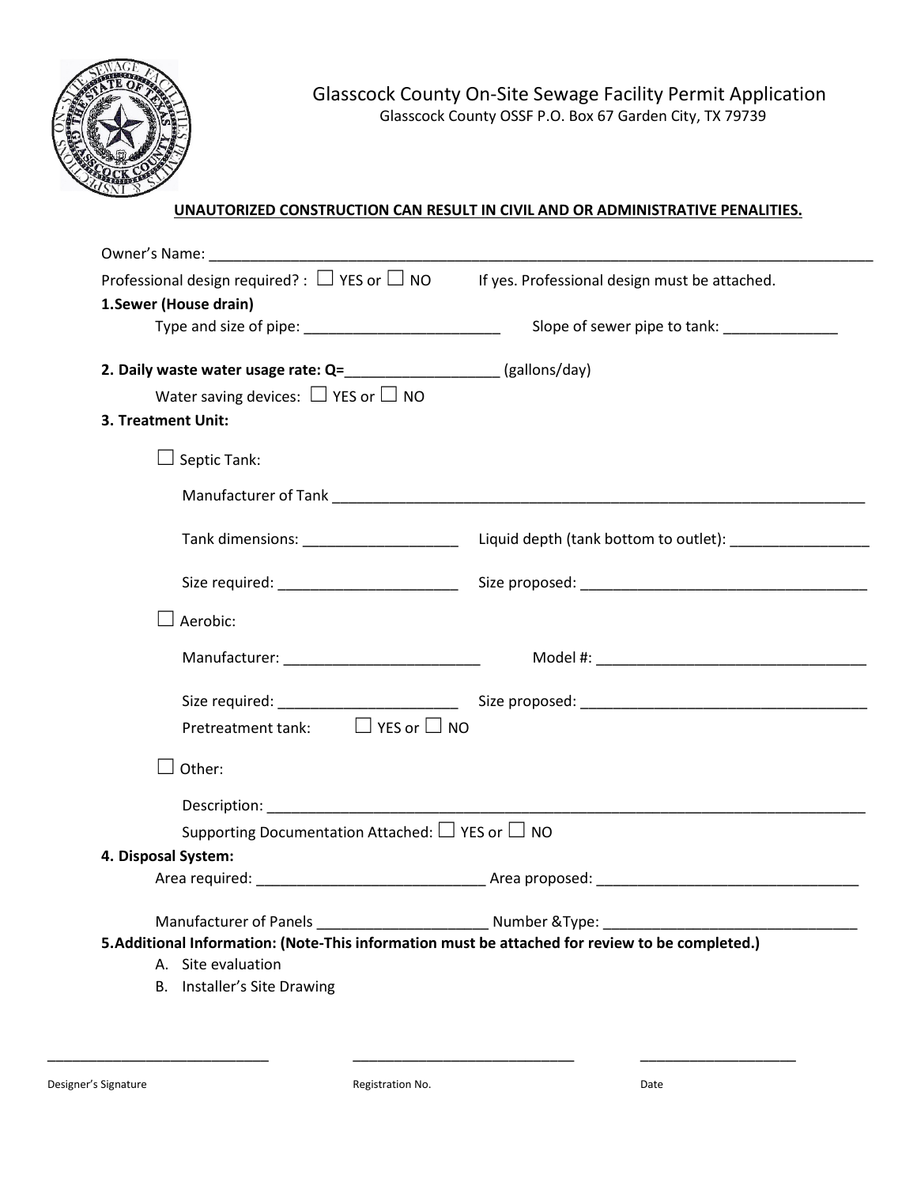# Glasscock County On-Site Sewage Facility Permit Application

Glasscock County OSSF P.O. Box 67 Garden City, TX 79739

**UNAUTORIZED CONSTRUCTION CAN RESULT IN CIVIL AND OR ADMINISTRATIVE PENALITIES.**

Owner's Name: ___________________________________________________________________________

Professional design required? : ☐ YES or ☐ NO     If yes. Professional design must be attached.

**1.Sewer (House drain)**

Type and size of pipe: ________________________     Slope of sewer pipe to tank: ______________

**2. Daily waste water usage rate: Q=**__________________ (gallons/day)

Water saving devices: ☐ YES or ☐ NO

**3. Treatment Unit:**

☐ Septic Tank:

Manufacturer of Tank _________________________________________________________________

Tank dimensions: ___________________     Liquid depth (tank bottom to outlet): _________________

Size required: ______________________     Size proposed: ___________________________________

☐ Aerobic:

Manufacturer: ________________________     Model #: _________________________________

Size required: ______________________     Size proposed: ___________________________________

Pretreatment tank: ☐ YES or ☐ NO

☐ Other:

Description: ________________________________________________________________________

Supporting Documentation Attached: ☐ YES or ☐ NO

**4. Disposal System:**

Area required: ___________________________ Area proposed: ________________________________

Manufacturer of Panels ____________________ Number &Type: _______________________________

**5.Additional Information: (Note-This information must be attached for review to be completed.)**

A. Site evaluation
B. Installer's Site Drawing

____________________________     ____________________________     ____________________

Designer's Signature     Registration No.     Date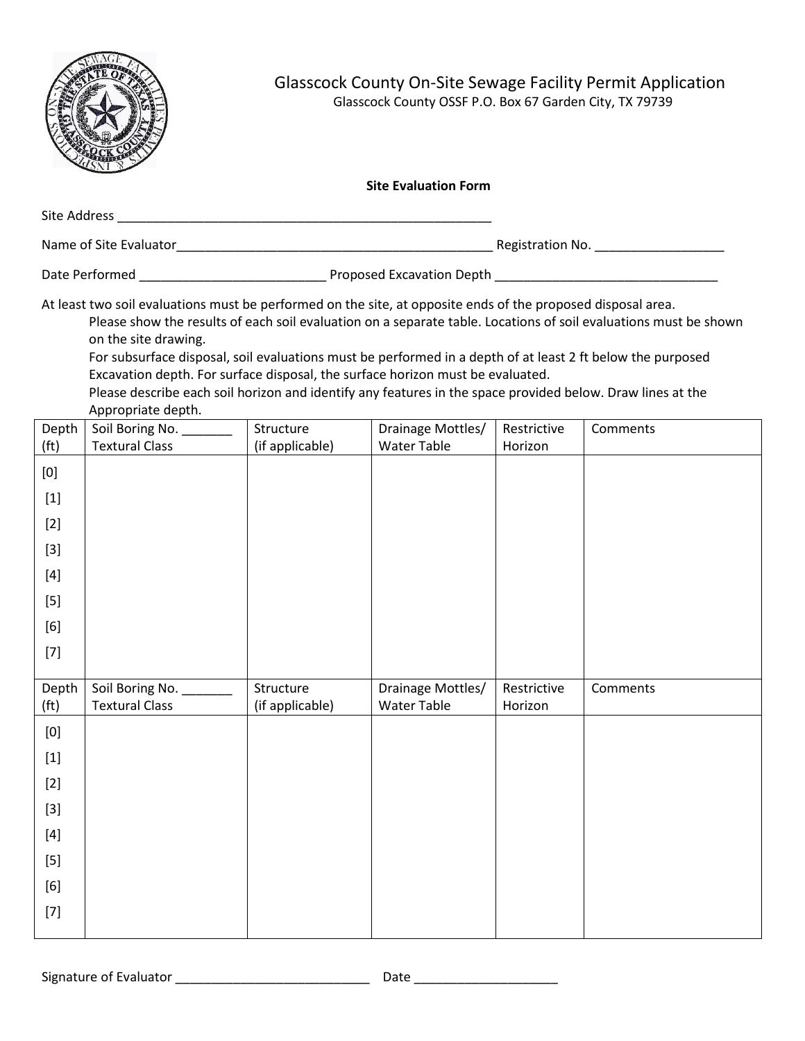# Glasscock County On-Site Sewage Facility Permit Application

Glasscock County OSSF P.O. Box 67 Garden City, TX 79739

**Site Evaluation Form**

Site Address ______________________________________________________

Name of Site Evaluator______________________________________________ Registration No. __________________

Date Performed __________________________ Proposed Excavation Depth ________________________________

At least two soil evaluations must be performed on the site, at opposite ends of the proposed disposal area.

Please show the results of each soil evaluation on a separate table. Locations of soil evaluations must be shown on the site drawing.

For subsurface disposal, soil evaluations must be performed in a depth of at least 2 ft below the purposed Excavation depth. For surface disposal, the surface horizon must be evaluated.

Please describe each soil horizon and identify any features in the space provided below. Draw lines at the Appropriate depth.

| Depth (ft) | Soil Boring No. _______ Textural Class | Structure (if applicable) | Drainage Mottles/ Water Table | Restrictive Horizon | Comments |
|---|---|---|---|---|---|
| [0] | | | | | |
| [1] | | | | | |
| [2] | | | | | |
| [3] | | | | | |
| [4] | | | | | |
| [5] | | | | | |
| [6] | | | | | |
| [7] | | | | | |

| Depth (ft) | Soil Boring No. _______ Textural Class | Structure (if applicable) | Drainage Mottles/ Water Table | Restrictive Horizon | Comments |
|---|---|---|---|---|---|
| [0] | | | | | |
| [1] | | | | | |
| [2] | | | | | |
| [3] | | | | | |
| [4] | | | | | |
| [5] | | | | | |
| [6] | | | | | |
| [7] | | | | | |

Signature of Evaluator ____________________________ Date ____________________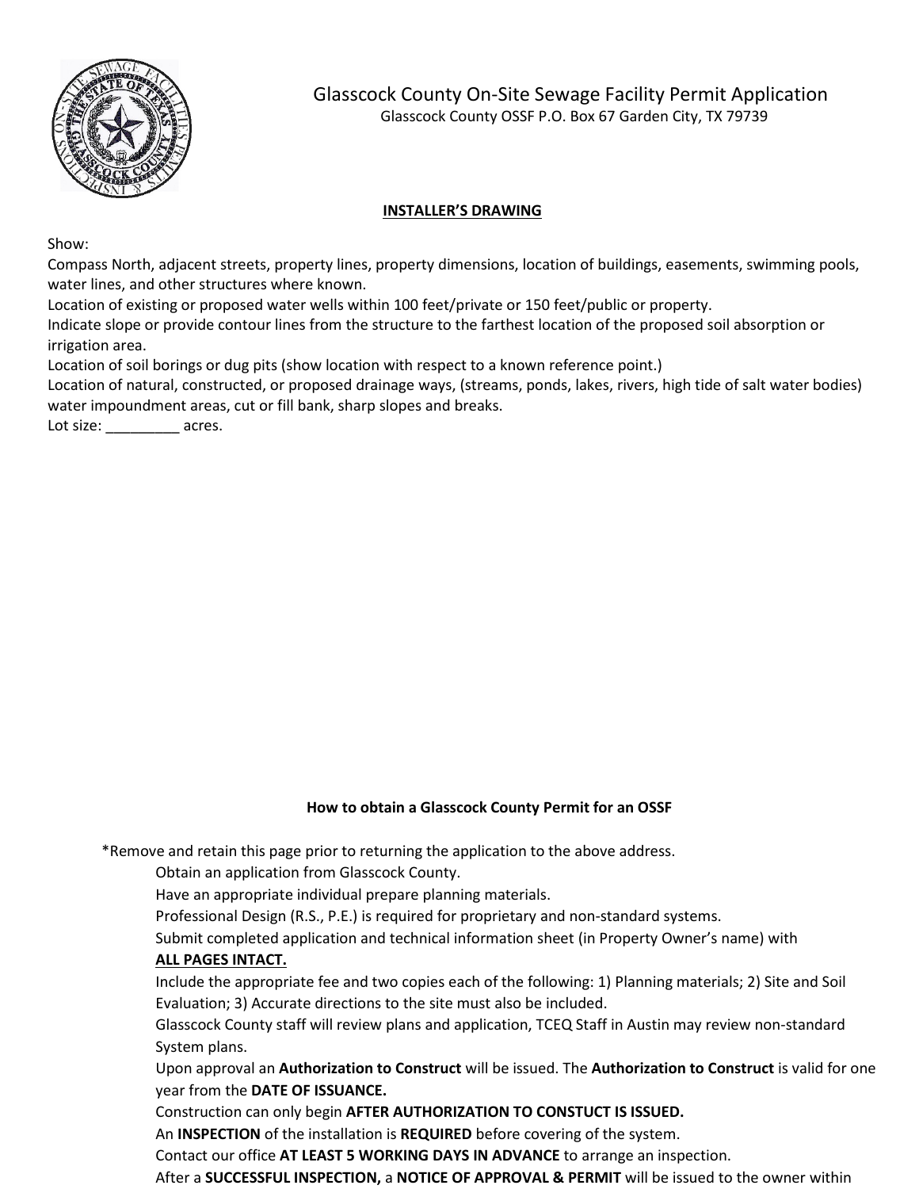# Glasscock County On-Site Sewage Facility Permit Application

Glasscock County OSSF P.O. Box 67 Garden City, TX 79739

## INSTALLER'S DRAWING

Show:

Compass North, adjacent streets, property lines, property dimensions, location of buildings, easements, swimming pools, water lines, and other structures where known.

Location of existing or proposed water wells within 100 feet/private or 150 feet/public or property.

Indicate slope or provide contour lines from the structure to the farthest location of the proposed soil absorption or irrigation area.

Location of soil borings or dug pits (show location with respect to a known reference point.)

Location of natural, constructed, or proposed drainage ways, (streams, ponds, lakes, rivers, high tide of salt water bodies) water impoundment areas, cut or fill bank, sharp slopes and breaks.

Lot size: _________ acres.

## How to obtain a Glasscock County Permit for an OSSF

*Remove and retain this page prior to returning the application to the above address.

Obtain an application from Glasscock County.

Have an appropriate individual prepare planning materials.

Professional Design (R.S., P.E.) is required for proprietary and non-standard systems.

Submit completed application and technical information sheet (in Property Owner's name) with **ALL PAGES INTACT.**

Include the appropriate fee and two copies each of the following: 1) Planning materials; 2) Site and Soil Evaluation; 3) Accurate directions to the site must also be included.

Glasscock County staff will review plans and application, TCEQ Staff in Austin may review non-standard System plans.

Upon approval an **Authorization to Construct** will be issued. The **Authorization to Construct** is valid for one year from the **DATE OF ISSUANCE.**

Construction can only begin **AFTER AUTHORIZATION TO CONSTUCT IS ISSUED.**

An **INSPECTION** of the installation is **REQUIRED** before covering of the system.

Contact our office **AT LEAST 5 WORKING DAYS IN ADVANCE** to arrange an inspection.

After a **SUCCESSFUL INSPECTION,** a **NOTICE OF APPROVAL & PERMIT** will be issued to the owner within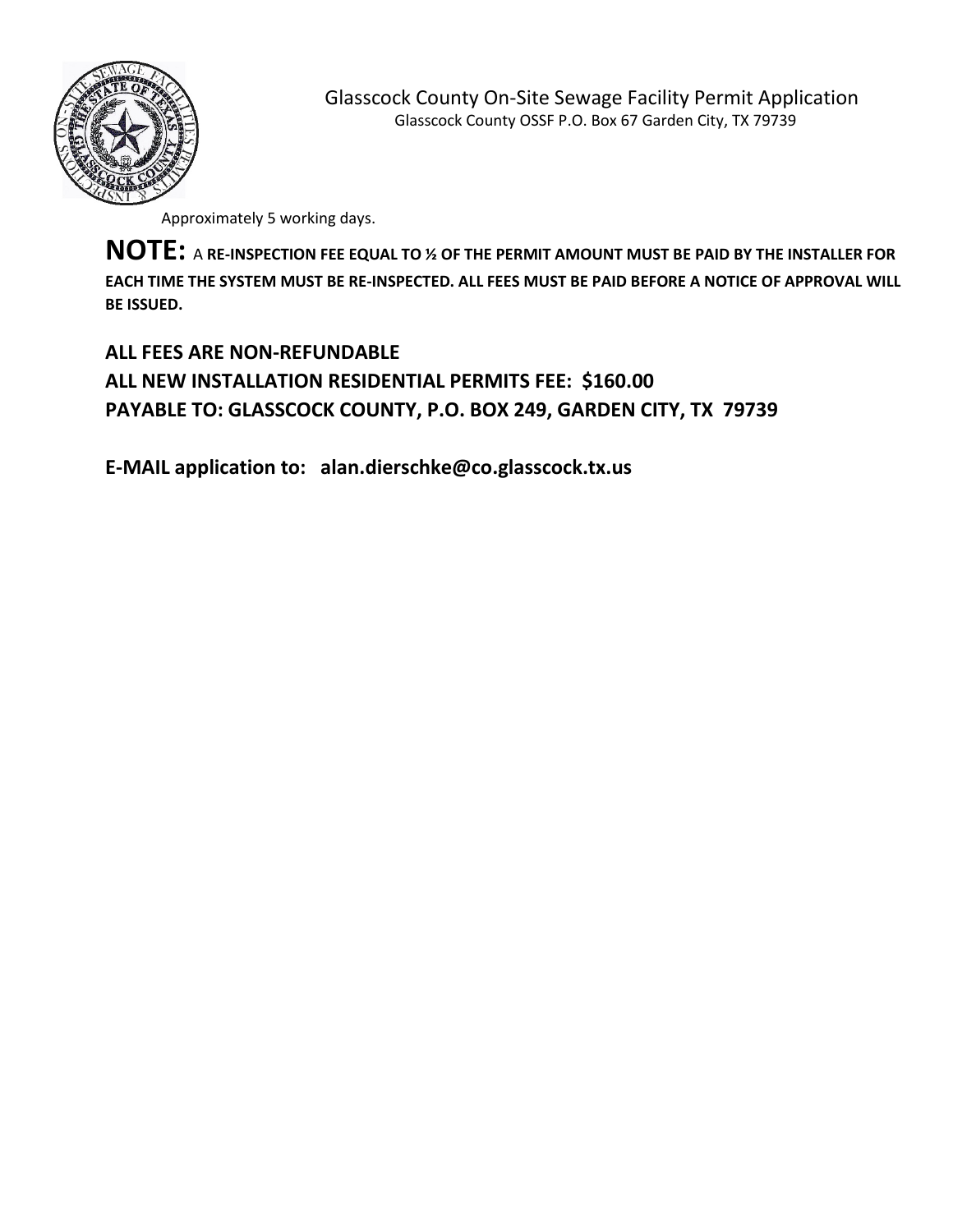Glasscock County On-Site Sewage Facility Permit Application

Glasscock County OSSF P.O. Box 67 Garden City, TX 79739

Approximately 5 working days.

**NOTE:** A **RE-INSPECTION FEE EQUAL TO ½ OF THE PERMIT AMOUNT MUST BE PAID BY THE INSTALLER FOR EACH TIME THE SYSTEM MUST BE RE-INSPECTED. ALL FEES MUST BE PAID BEFORE A NOTICE OF APPROVAL WILL BE ISSUED.**

**ALL FEES ARE NON-REFUNDABLE**

**ALL NEW INSTALLATION RESIDENTIAL PERMITS FEE: $160.00**

**PAYABLE TO: GLASSCOCK COUNTY, P.O. BOX 249, GARDEN CITY, TX 79739**

**E-MAIL application to: alan.dierschke@co.glasscock.tx.us**